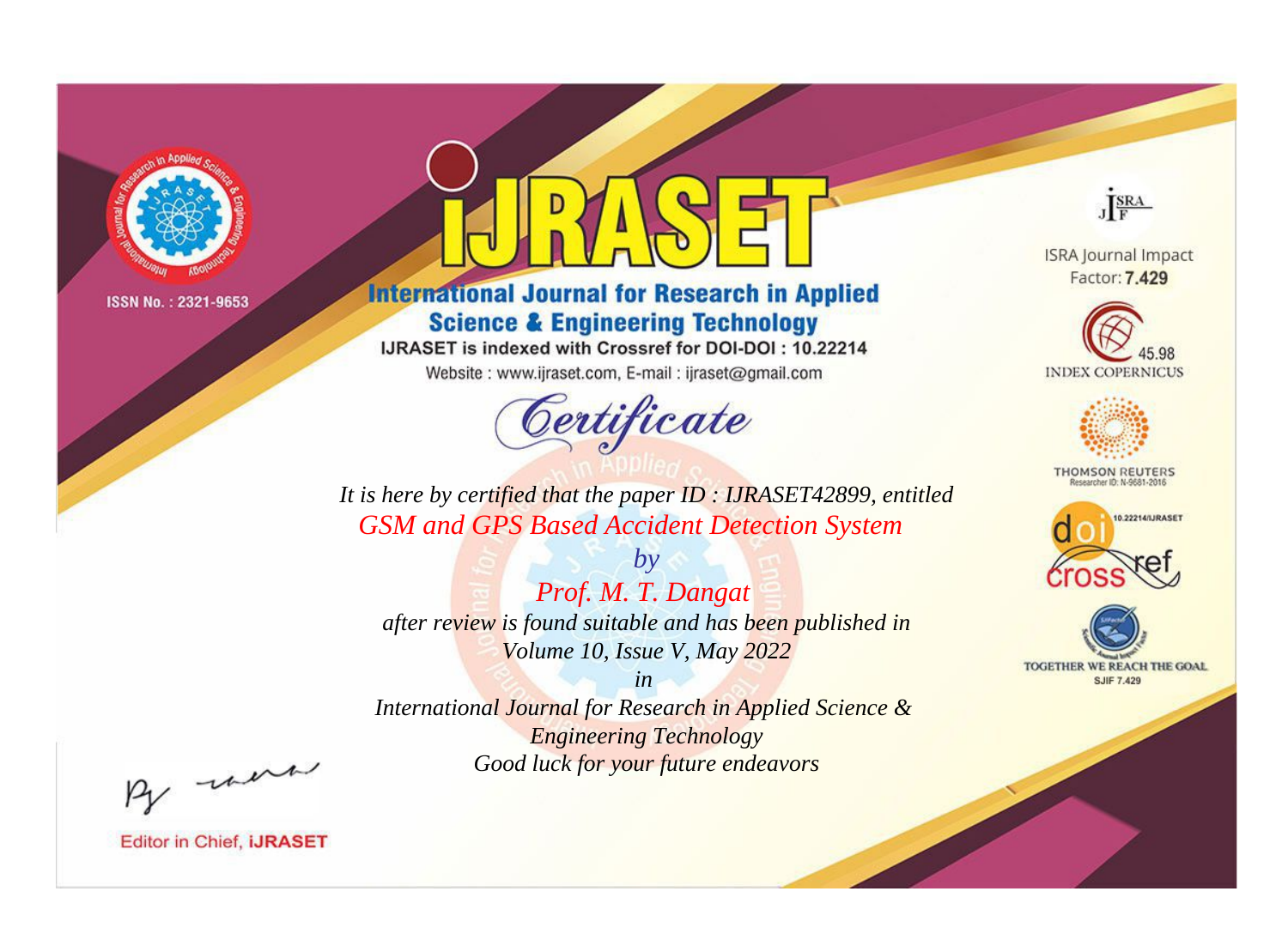ISSN No. : 2321-9653

# IJRASET

## International Journal for Research in Applied Science & Engineering Technology

IJRASET is indexed with Crossref for DOI-DOI : 10.22214

Website : www.ijraset.com, E-mail : ijraset@gmail.com

## Certificate

*It is here by certified that the paper ID : IJRASET42899, entitled*

*GSM and GPS Based Accident Detection System*

*by*

*Prof. M. T. Dangat*

*after review is found suitable and has been published in*

*Volume 10, Issue V, May 2022*

*in*

*International Journal for Research in Applied Science & Engineering Technology*

*Good luck for your future endeavors*

ISRA Journal Impact Factor: **7.429**

45.98 INDEX COPERNICUS

THOMSON REUTERS Researcher ID: N-9681-2016

10.22214/IJRASET

TOGETHER WE REACH THE GOAL SJIF 7.429

Editor in Chief, **IJRASET**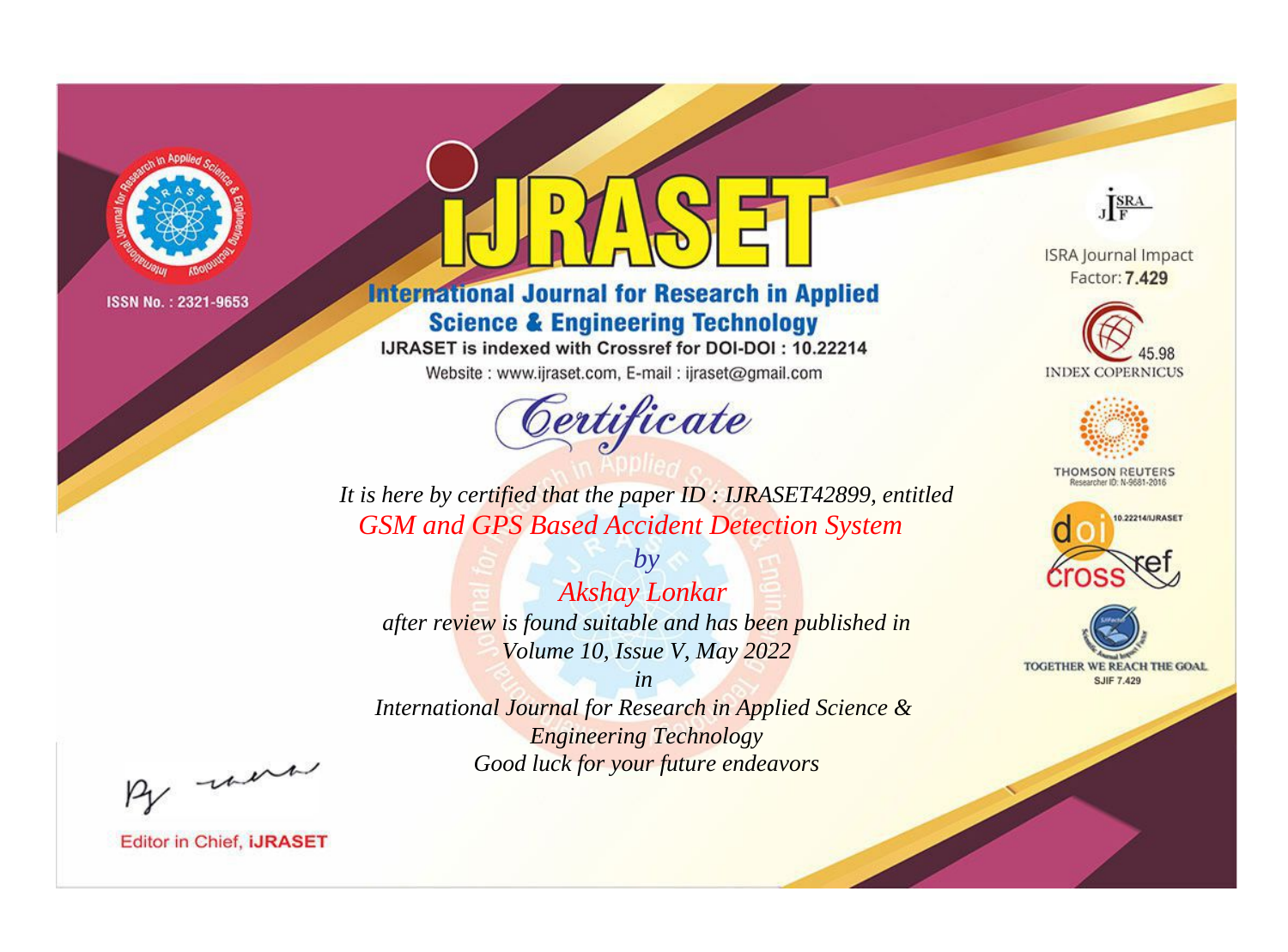ISSN No. : 2321-9653

# iJRASET

## International Journal for Research in Applied Science & Engineering Technology

IJRASET is indexed with Crossref for DOI-DOI : 10.22214

Website : www.ijraset.com, E-mail : ijraset@gmail.com

# Certificate

*It is here by certified that the paper ID : IJRASET42899, entitled*

*GSM and GPS Based Accident Detection System*

*by*

*Akshay Lonkar*

*after review is found suitable and has been published in*

*Volume 10, Issue V, May 2022*

*in*

*International Journal for Research in Applied Science & Engineering Technology*

*Good luck for your future endeavors*

ISRA Journal Impact Factor: **7.429**

45.98 INDEX COPERNICUS

THOMSON REUTERS Researcher ID: N-9681-2016

10.22214/IJRASET

TOGETHER WE REACH THE GOAL SJIF 7.429

Editor in Chief, **iJRASET**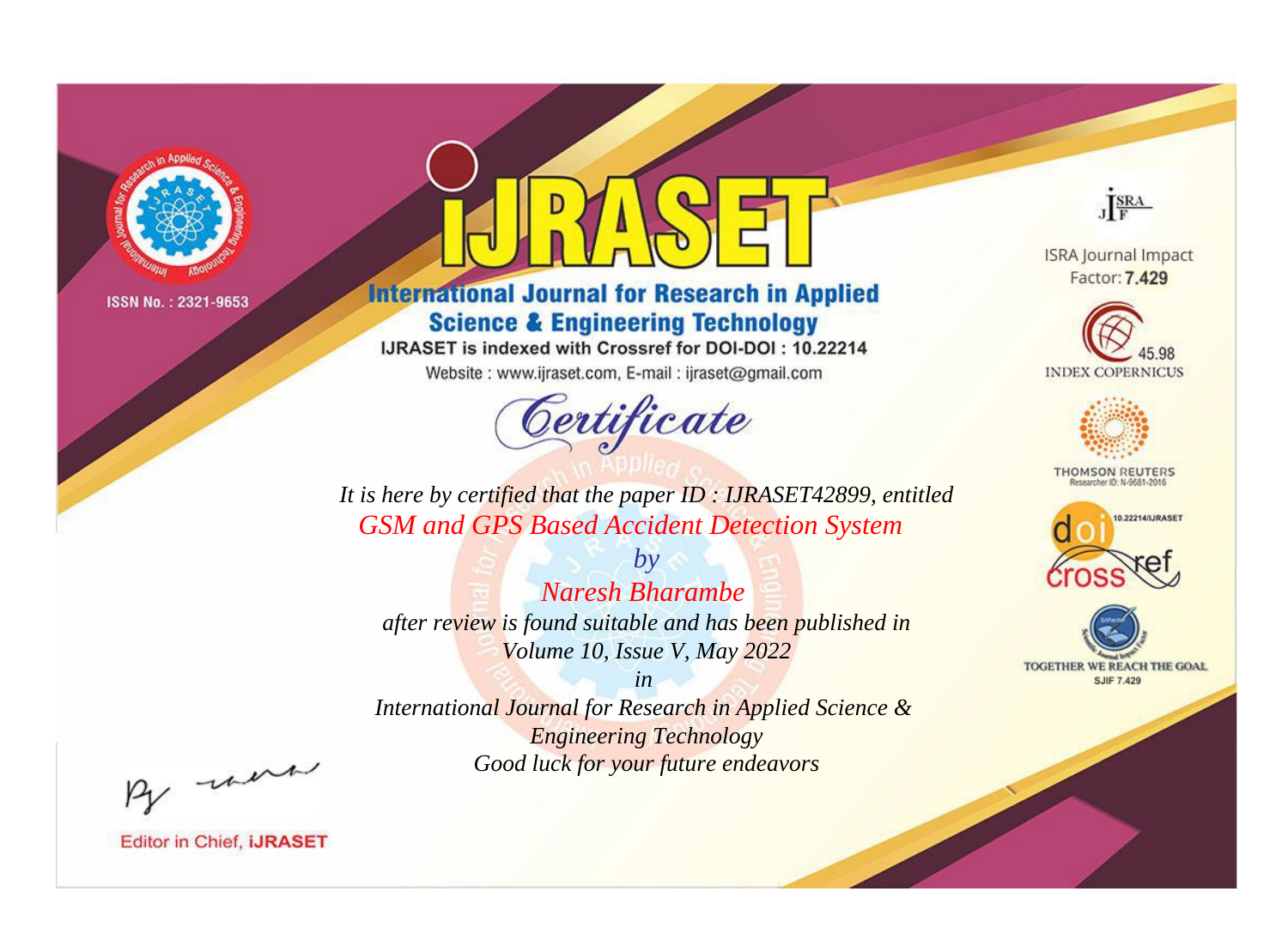ISSN No. : 2321-9653

# IJRASET

## International Journal for Research in Applied Science & Engineering Technology

IJRASET is indexed with Crossref for DOI-DOI : 10.22214

Website : www.ijraset.com, E-mail : ijraset@gmail.com

## Certificate

*It is here by certified that the paper ID : IJRASET42899, entitled*

*GSM and GPS Based Accident Detection System*

*by*

*Naresh Bharambe*

*after review is found suitable and has been published in*

*Volume 10, Issue V, May 2022*

*in*

*International Journal for Research in Applied Science & Engineering Technology*

*Good luck for your future endeavors*

ISRA Journal Impact Factor: **7.429**

45.98 INDEX COPERNICUS

THOMSON REUTERS Researcher ID: N-9681-2016

10.22214/IJRASET

TOGETHER WE REACH THE GOAL SJIF 7.429

Editor in Chief, **iJRASET**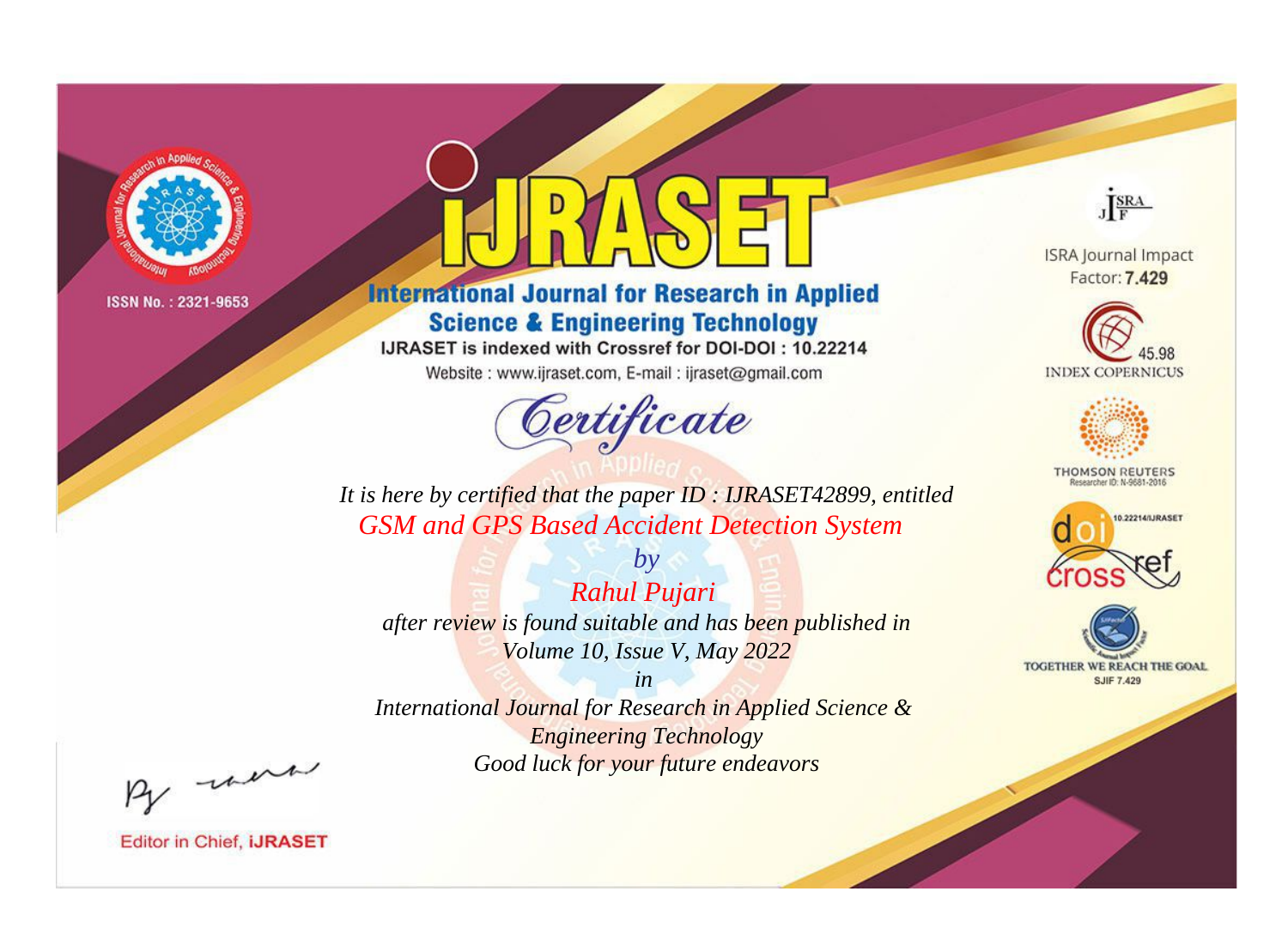ISSN No. : 2321-9653

# iJRASET

## International Journal for Research in Applied Science & Engineering Technology

IJRASET is indexed with Crossref for DOI-DOI : 10.22214

Website : www.ijraset.com, E-mail : ijraset@gmail.com

ISRA Journal Impact Factor: **7.429**

45.98 INDEX COPERNICUS

THOMSON REUTERS Researcher ID: N-9681-2016

10.22214/IJRASET

TOGETHER WE REACH THE GOAL SJIF 7.429

# *Certificate*

*It is here by certified that the paper ID : IJRASET42899, entitled*

*GSM and GPS Based Accident Detection System*

*by*

*Rahul Pujari*

*after review is found suitable and has been published in*

*Volume 10, Issue V, May 2022*

*in*

*International Journal for Research in Applied Science & Engineering Technology*

*Good luck for your future endeavors*

Editor in Chief, **iJRASET**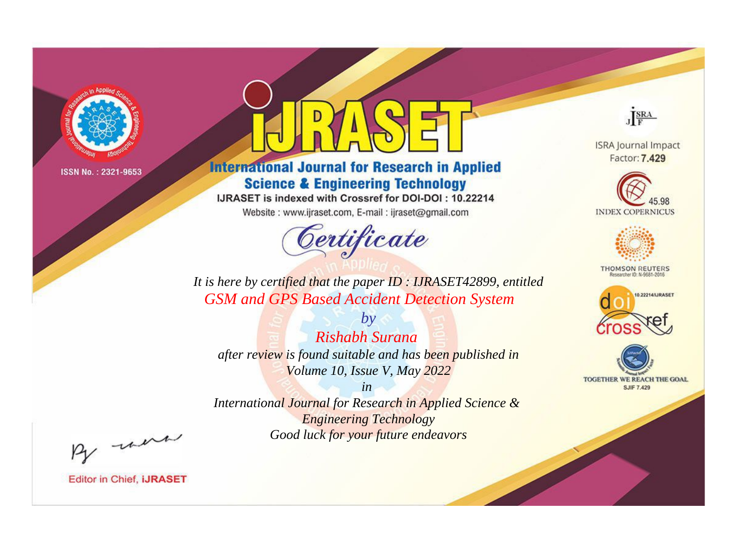ISSN No. : 2321-9653

# IJRASET

## International Journal for Research in Applied Science & Engineering Technology

IJRASET is indexed with Crossref for DOI-DOI : 10.22214

Website : www.ijraset.com, E-mail : ijraset@gmail.com

*Certificate*

*It is here by certified that the paper ID : IJRASET42899, entitled*

*GSM and GPS Based Accident Detection System*

*by*

*Rishabh Surana*

*after review is found suitable and has been published in*

*Volume 10, Issue V, May 2022*

*in*

*International Journal for Research in Applied Science & Engineering Technology*

*Good luck for your future endeavors*

ISRA Journal Impact Factor: **7.429**

45.98 INDEX COPERNICUS

THOMSON REUTERS
Researcher ID: N-9681-2016

10.22214/IJRASET

TOGETHER WE REACH THE GOAL
SJIF 7.429

Editor in Chief, **iJRASET**